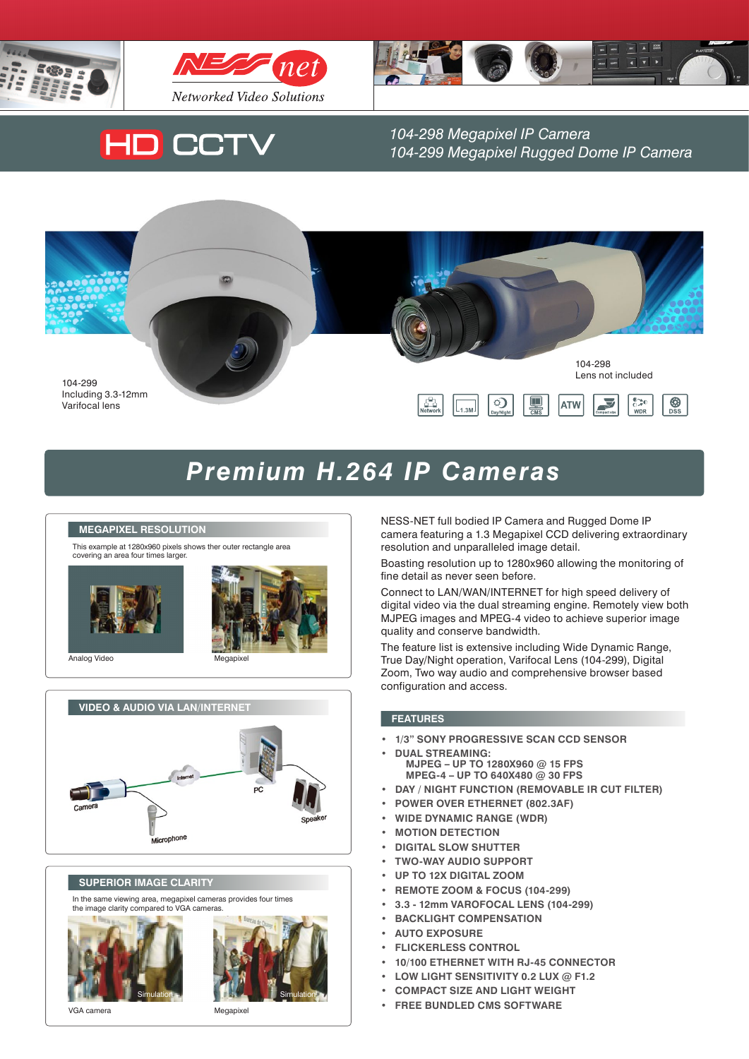NESS net

*Networked Video Solutions*

# HD CCTV

*104-298 Megapixel IP Camera*
*104-299 Megapixel Rugged Dome IP Camera*

104-299
Including 3.3-12mm
Varifocal lens

104-298
Lens not included

Network | 1.3M | Day/Night | CMS | ATW | Compact size | WDR | DSS

## *Premium H.264 IP Cameras*

### MEGAPIXEL RESOLUTION

This example at 1280x960 pixels shows ther outer rectangle area covering an area four times larger.

Analog Video

Megapixel

### VIDEO & AUDIO VIA LAN/INTERNET

Camera

Internet

PC

Speaker

Microphone

### SUPERIOR IMAGE CLARITY

In the same viewing area, megapixel cameras provides four times the image clarity compared to VGA cameras.

Simulation

VGA camera

Simulation

Megapixel

NESS-NET full bodied IP Camera and Rugged Dome IP camera featuring a 1.3 Megapixel CCD delivering extraordinary resolution and unparalleled image detail.

Boasting resolution up to 1280x960 allowing the monitoring of fine detail as never seen before.

Connect to LAN/WAN/INTERNET for high speed delivery of digital video via the dual streaming engine. Remotely view both MJPEG images and MPEG-4 video to achieve superior image quality and conserve bandwidth.

The feature list is extensive including Wide Dynamic Range, True Day/Night operation, Varifocal Lens (104-299), Digital Zoom, Two way audio and comprehensive browser based configuration and access.

### FEATURES

- 1/3" SONY PROGRESSIVE SCAN CCD SENSOR
- DUAL STREAMING:
  MJPEG – UP TO 1280X960 @ 15 FPS
  MPEG-4 – UP TO 640X480 @ 30 FPS
- DAY / NIGHT FUNCTION (REMOVABLE IR CUT FILTER)
- POWER OVER ETHERNET (802.3AF)
- WIDE DYNAMIC RANGE (WDR)
- MOTION DETECTION
- DIGITAL SLOW SHUTTER
- TWO-WAY AUDIO SUPPORT
- UP TO 12X DIGITAL ZOOM
- REMOTE ZOOM & FOCUS (104-299)
- 3.3 - 12mm VAROFOCAL LENS (104-299)
- BACKLIGHT COMPENSATION
- AUTO EXPOSURE
- FLICKERLESS CONTROL
- 10/100 ETHERNET WITH RJ-45 CONNECTOR
- LOW LIGHT SENSITIVITY 0.2 LUX @ F1.2
- COMPACT SIZE AND LIGHT WEIGHT
- FREE BUNDLED CMS SOFTWARE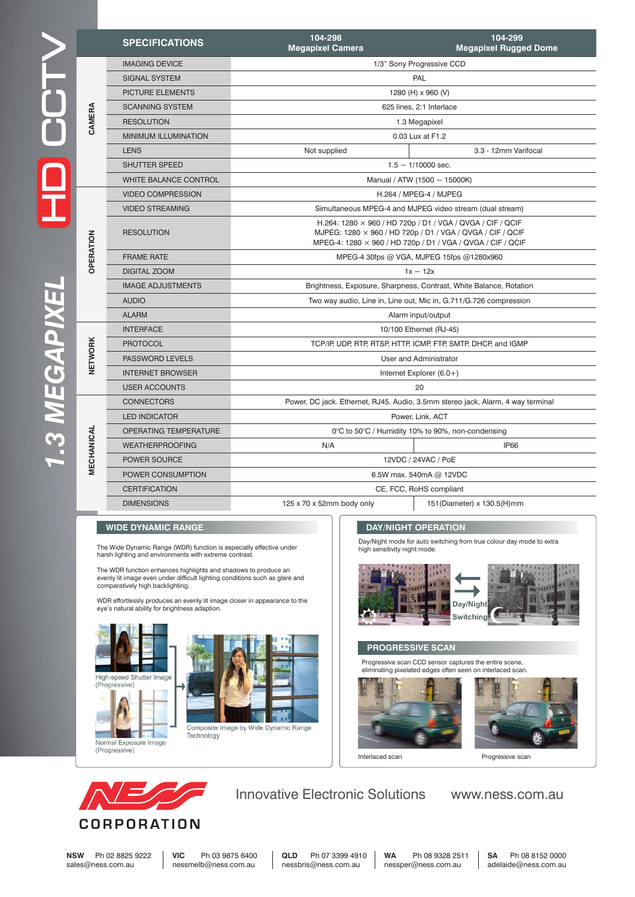# 1.3 MEGAPIXEL HD CCTV

| | SPECIFICATIONS | 104-298 Megapixel Camera | 104-299 Megapixel Rugged Dome |
|---|---|---|---|
| CAMERA | IMAGING DEVICE | 1/3" Sony Progressive CCD | |
| | SIGNAL SYSTEM | PAL | |
| | PICTURE ELEMENTS | 1280 (H) x 960 (V) | |
| | SCANNING SYSTEM | 625 lines, 2:1 Interlace | |
| | RESOLUTION | 1.3 Megapixel | |
| | MINIMUM ILLUMINATION | 0.03 Lux at F1.2 | |
| | LENS | Not supplied | 3.3 - 12mm Varifocal |
| | SHUTTER SPEED | 1.5 ~ 1/10000 sec. | |
| | WHITE BALANCE CONTROL | Manual / ATW (1500 ~ 15000K) | |
| OPERATION | VIDEO COMPRESSION | H.264 / MPEG-4 / MJPEG | |
| | VIDEO STREAMING | Simultaneous MPEG-4 and MJPEG video stream (dual stream) | |
| | RESOLUTION | H.264: 1280 × 960 / HD 720p / D1 / VGA / QVGA / CIF / QCIF<br>MJPEG: 1280 × 960 / HD 720p / D1 / VGA / QVGA / CIF / QCIF<br>MPEG-4: 1280 × 960 / HD 720p / D1 / VGA / QVGA / CIF / QCIF | |
| | FRAME RATE | MPEG-4 30fps @ VGA, MJPEG 15fps @1280x960 | |
| | DIGITAL ZOOM | 1x ~ 12x | |
| | IMAGE ADJUSTMENTS | Brightness, Exposure, Sharpness, Contrast, White Balance, Rotation | |
| | AUDIO | Two way audio, Line in, Line out, Mic in, G.711/G.726 compression | |
| | ALARM | Alarm input/output | |
| NETWORK | INTERFACE | 10/100 Ethernet (RJ-45) | |
| | PROTOCOL | TCP/IP, UDP, RTP, RTSP, HTTP, ICMP, FTP, SMTP, DHCP, and IGMP | |
| | PASSWORD LEVELS | User and Administrator | |
| | INTERNET BROWSER | Internet Explorer (6.0+) | |
| | USER ACCOUNTS | 20 | |
| MECHANICAL | CONNECTORS | Power, DC jack. Ethernet, RJ45. Audio, 3.5mm stereo jack, Alarm, 4 way terminal | |
| | LED INDICATOR | Power, Link, ACT | |
| | OPERATING TEMPERATURE | 0°C to 50°C / Humidity 10% to 90%, non-condensing | |
| | WEATHERPROOFING | N/A | IP66 |
| | POWER SOURCE | 12VDC / 24VAC / PoE | |
| | POWER CONSUMPTION | 6.5W max. 540mA @ 12VDC | |
| | CERTIFICATION | CE, FCC, RoHS compliant | |
| | DIMENSIONS | 125 x 70 x 52mm body only | 151(Diameter) x 130.5(H)mm |

## WIDE DYNAMIC RANGE

The Wide Dynamic Range (WDR) function is especially effective under harsh lighting and environments with extreme contrast.

The WDR function enhances highlights and shadows to produce an evenly lit image even under difficult lighting conditions such as glare and comparatively high backlighting.

WDR effortlessly produces an evenly lit image closer in appearance to the eye's natural ability for brightness adaption.

High-speed Shutter Image (Progressive)

Normal Exposure Image (Progressive)

Composite Image by Wide Dynamic Range Technology

## DAY/NIGHT OPERATION

Day/Night mode for auto switching from true colour day mode to extra high sensitivity night mode.

Day/Night Switching

## PROGRESSIVE SCAN

Progressive scan CCD sensor captures the entire scene, eliminating pixelated edges often seen on interlaced scan.

Interlaced scan

Progressive scan

NESS CORPORATION

Innovative Electronic Solutions www.ness.com.au

**NSW** Ph 02 8825 9222 sales@ness.com.au | **VIC** Ph 03 9875 6400 nessmelb@ness.com.au | **QLD** Ph 07 3399 4910 nessbris@ness.com.au | **WA** Ph 08 9328 2511 nessper@ness.com.au | **SA** Ph 08 8152 0000 adelaide@ness.com.au